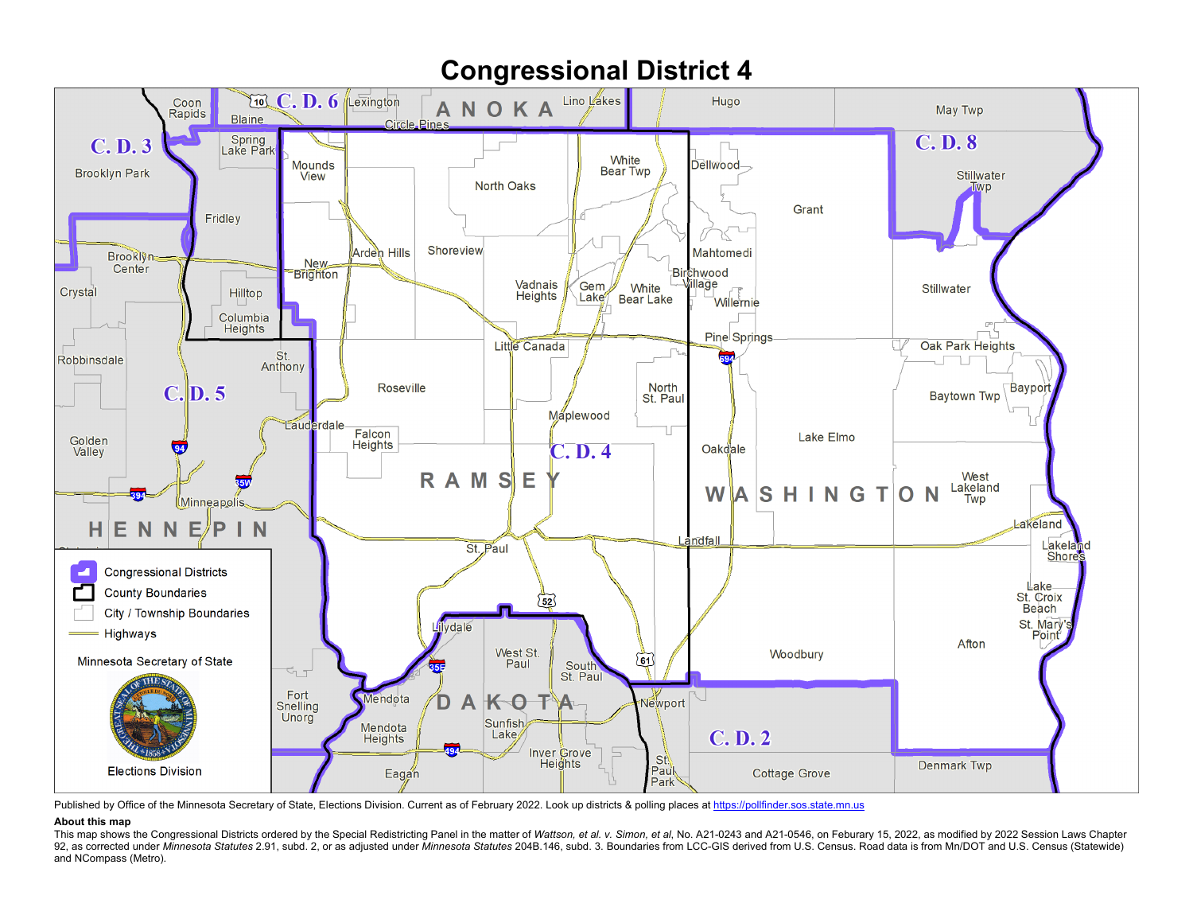# Congressional District 4

Published by Office of the Minnesota Secretary of State, Elections Division. Current as of February 2022. Look up districts & polling places at https://pollfinder.sos.state.mn.us

**About this map**

This map shows the Congressional Districts ordered by the Special Redistricting Panel in the matter of *Wattson, et al. v. Simon, et al*, No. A21-0243 and A21-0546, on Feburary 15, 2022, as modified by 2022 Session Laws Chapter 92, as corrected under *Minnesota Statutes* 2.91, subd. 2, or as adjusted under *Minnesota Statutes* 204B.146, subd. 3. Boundaries from LCC-GIS derived from U.S. Census. Road data is from Mn/DOT and U.S. Census (Statewide) and NCompass (Metro).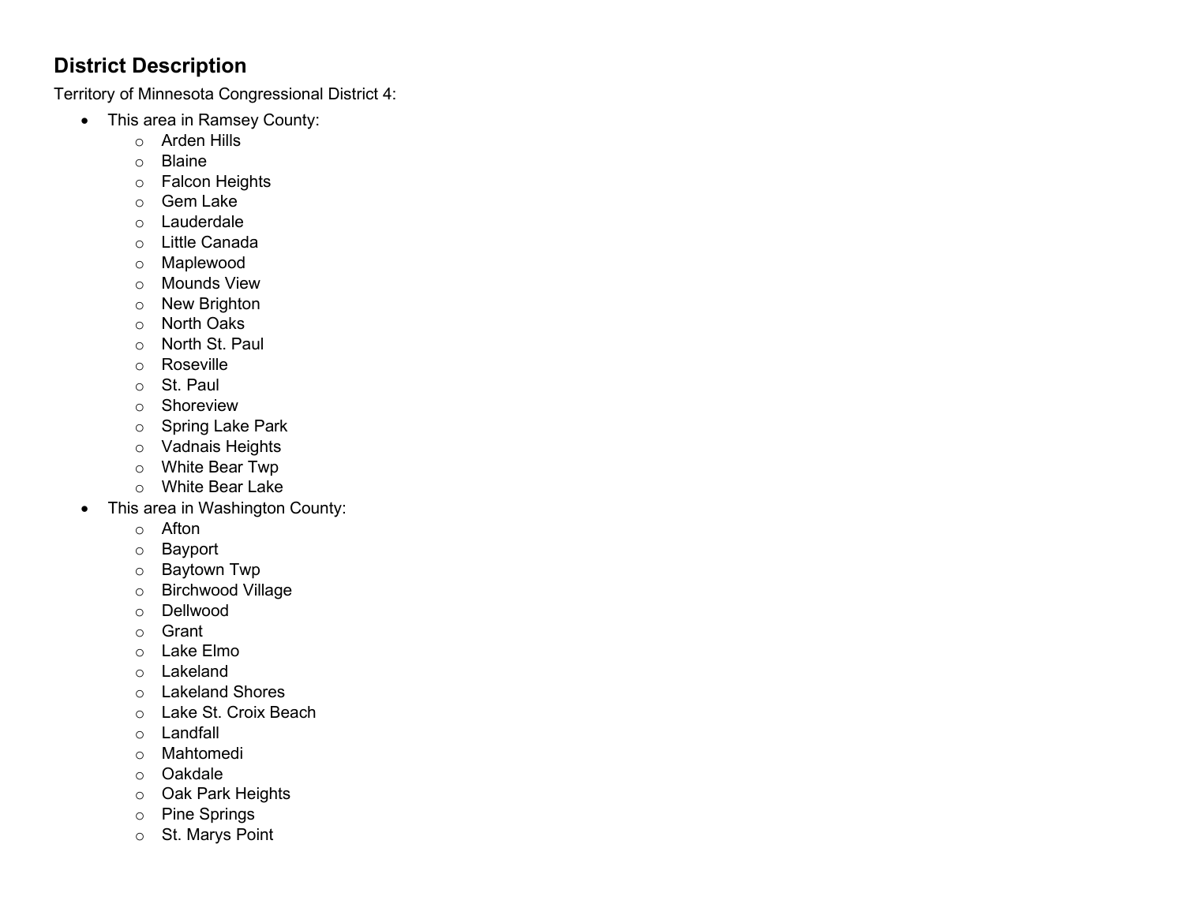## District Description

Territory of Minnesota Congressional District 4:

- This area in Ramsey County:
  - Arden Hills
  - Blaine
  - Falcon Heights
  - Gem Lake
  - Lauderdale
  - Little Canada
  - Maplewood
  - Mounds View
  - New Brighton
  - North Oaks
  - North St. Paul
  - Roseville
  - St. Paul
  - Shoreview
  - Spring Lake Park
  - Vadnais Heights
  - White Bear Twp
  - White Bear Lake
- This area in Washington County:
  - Afton
  - Bayport
  - Baytown Twp
  - Birchwood Village
  - Dellwood
  - Grant
  - Lake Elmo
  - Lakeland
  - Lakeland Shores
  - Lake St. Croix Beach
  - Landfall
  - Mahtomedi
  - Oakdale
  - Oak Park Heights
  - Pine Springs
  - St. Marys Point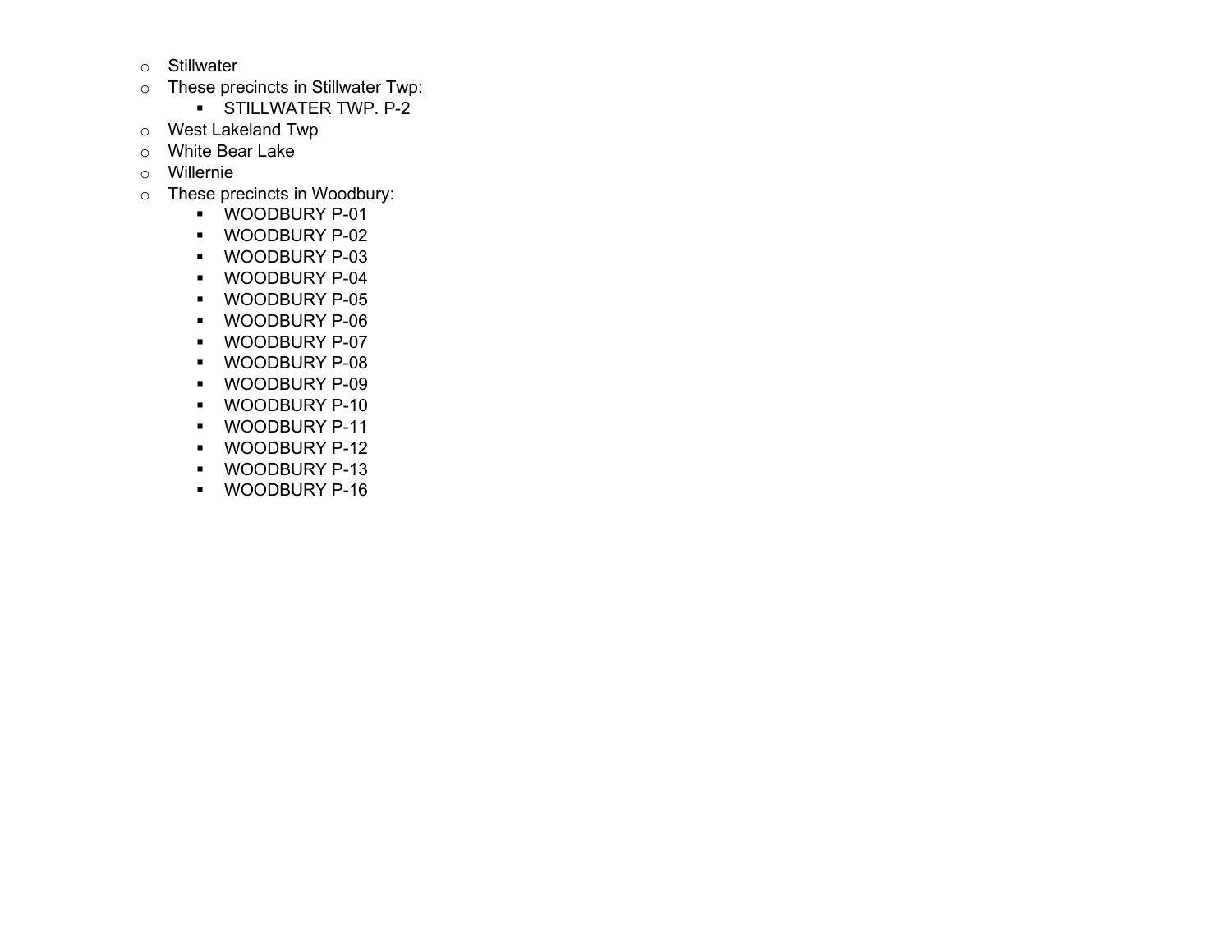- Stillwater
- These precincts in Stillwater Twp:
    - STILLWATER TWP. P-2
- West Lakeland Twp
- White Bear Lake
- Willernie
- These precincts in Woodbury:
    - WOODBURY P-01
    - WOODBURY P-02
    - WOODBURY P-03
    - WOODBURY P-04
    - WOODBURY P-05
    - WOODBURY P-06
    - WOODBURY P-07
    - WOODBURY P-08
    - WOODBURY P-09
    - WOODBURY P-10
    - WOODBURY P-11
    - WOODBURY P-12
    - WOODBURY P-13
    - WOODBURY P-16